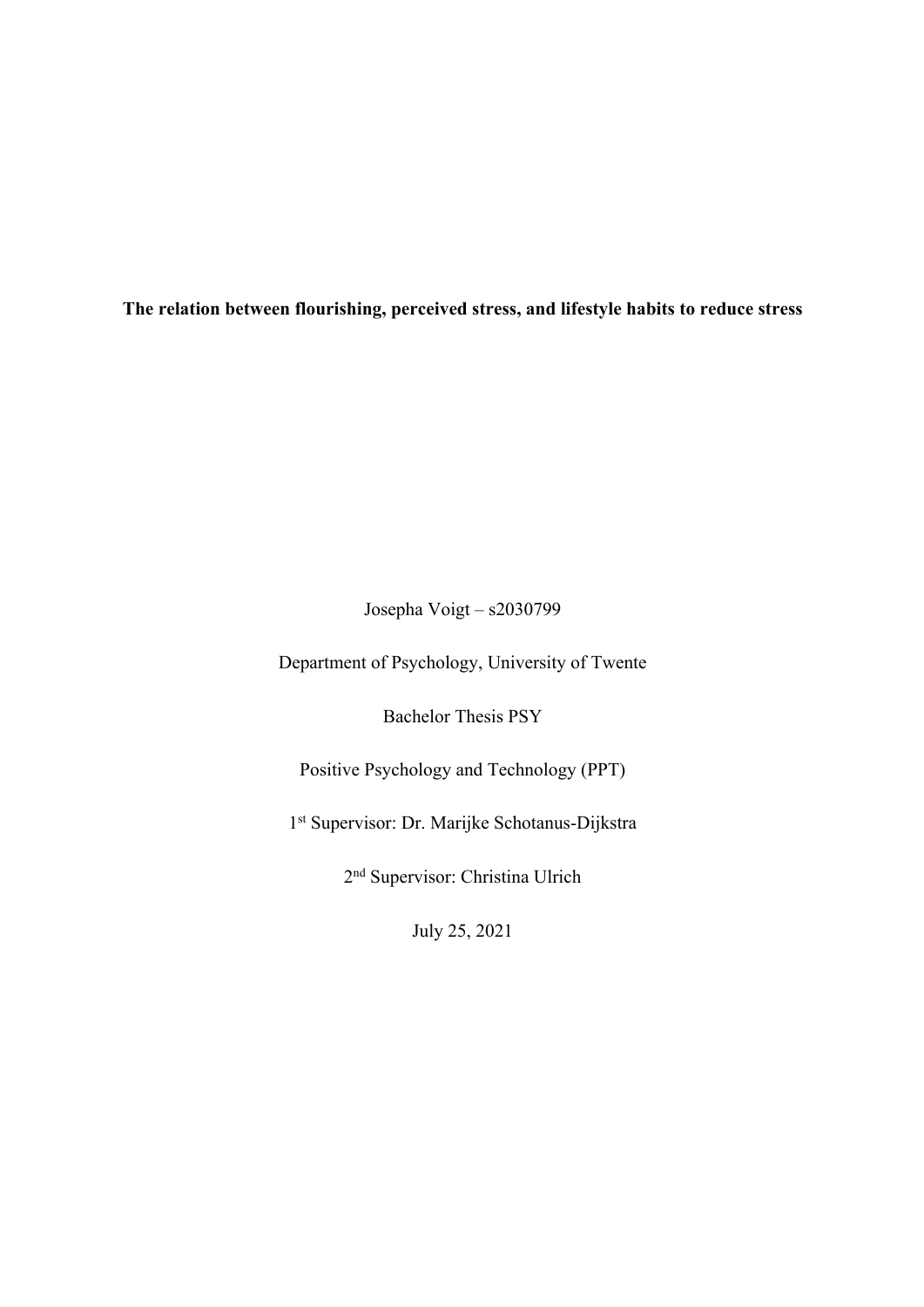**The relation between flourishing, perceived stress, and lifestyle habits to reduce stress**

Josepha Voigt – s2030799

Department of Psychology, University of Twente

Bachelor Thesis PSY

Positive Psychology and Technology (PPT)

1st Supervisor: Dr. Marijke Schotanus-Dijkstra

2nd Supervisor: Christina Ulrich

July 25, 2021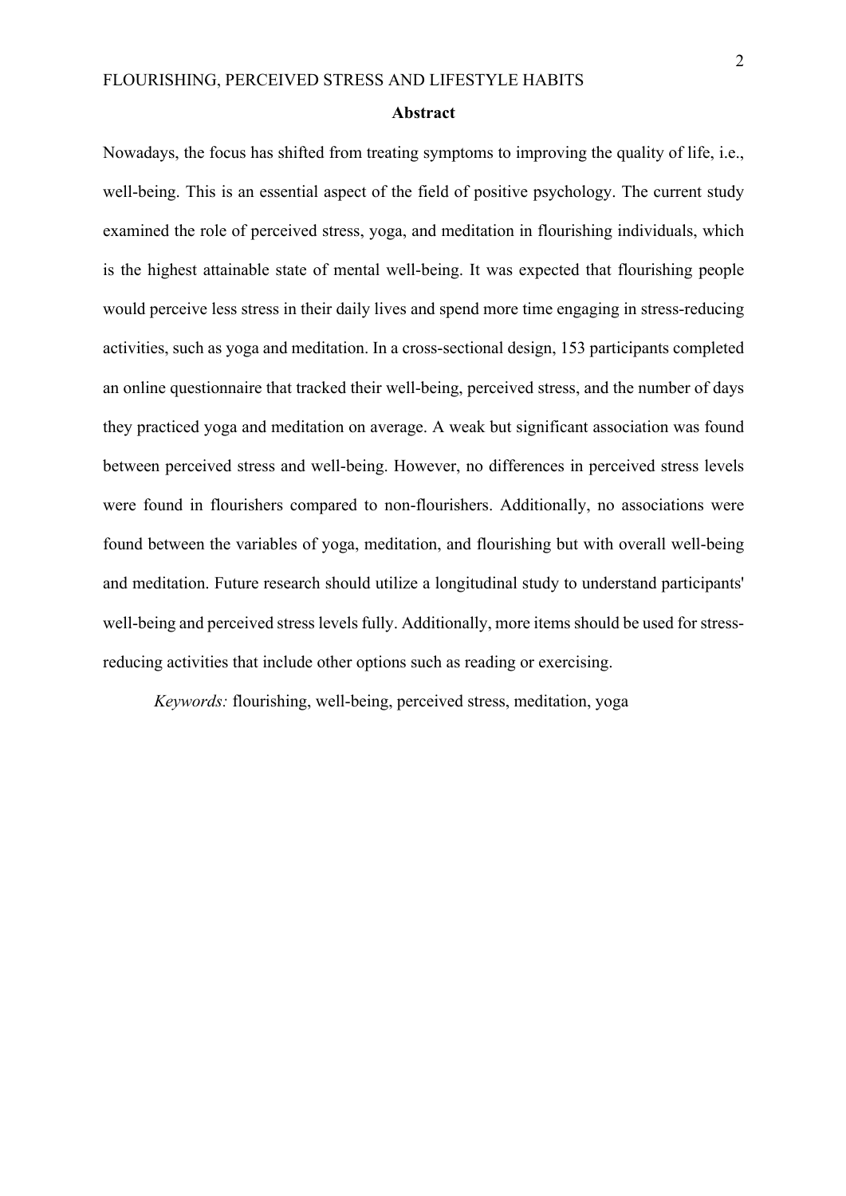## Abstract

Nowadays, the focus has shifted from treating symptoms to improving the quality of life, i.e., well-being. This is an essential aspect of the field of positive psychology. The current study examined the role of perceived stress, yoga, and meditation in flourishing individuals, which is the highest attainable state of mental well-being. It was expected that flourishing people would perceive less stress in their daily lives and spend more time engaging in stress-reducing activities, such as yoga and meditation. In a cross-sectional design, 153 participants completed an online questionnaire that tracked their well-being, perceived stress, and the number of days they practiced yoga and meditation on average. A weak but significant association was found between perceived stress and well-being. However, no differences in perceived stress levels were found in flourishers compared to non-flourishers. Additionally, no associations were found between the variables of yoga, meditation, and flourishing but with overall well-being and meditation. Future research should utilize a longitudinal study to understand participants' well-being and perceived stress levels fully. Additionally, more items should be used for stress-reducing activities that include other options such as reading or exercising.

*Keywords:* flourishing, well-being, perceived stress, meditation, yoga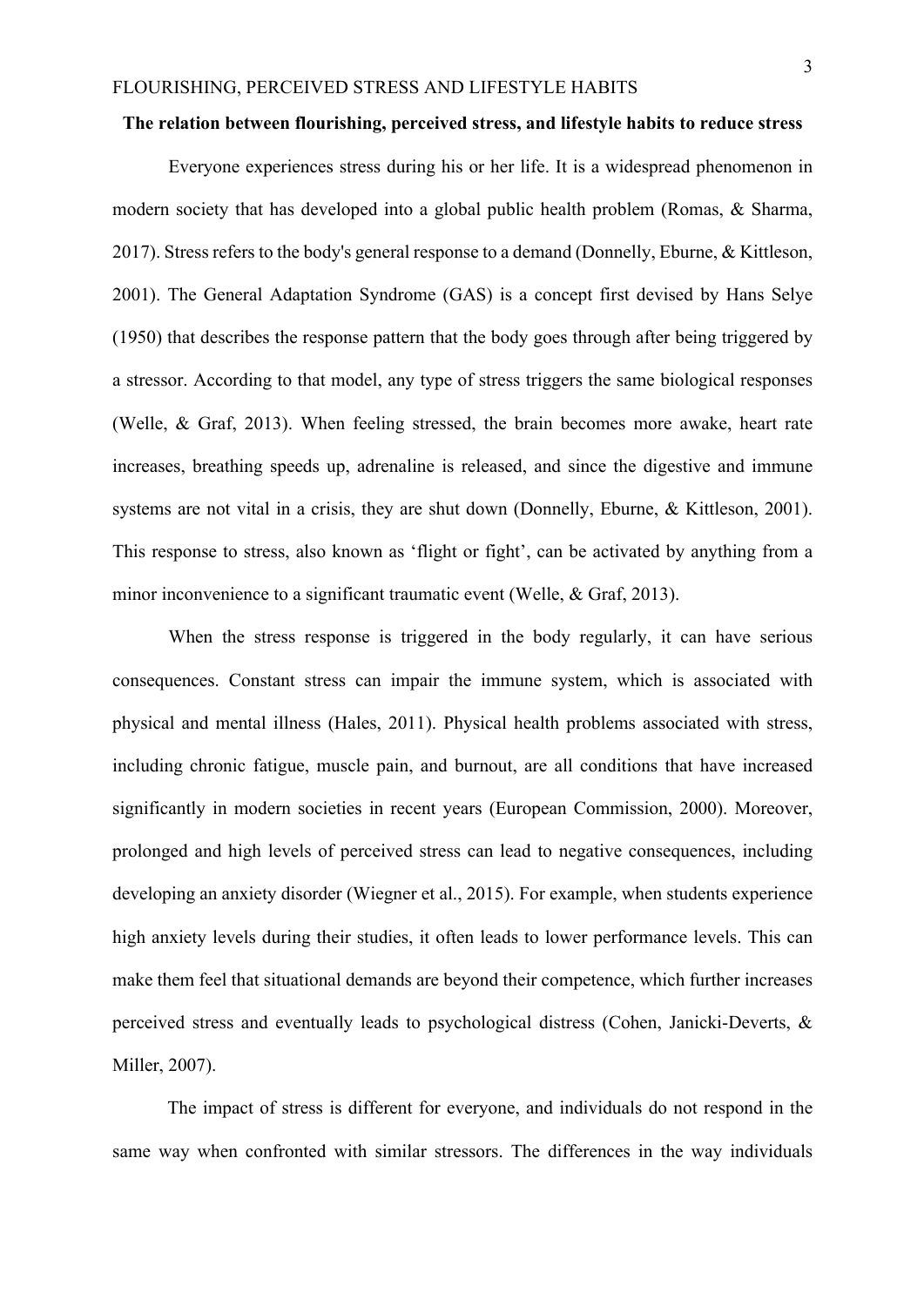**The relation between flourishing, perceived stress, and lifestyle habits to reduce stress**

Everyone experiences stress during his or her life. It is a widespread phenomenon in modern society that has developed into a global public health problem (Romas, & Sharma, 2017). Stress refers to the body's general response to a demand (Donnelly, Eburne, & Kittleson, 2001). The General Adaptation Syndrome (GAS) is a concept first devised by Hans Selye (1950) that describes the response pattern that the body goes through after being triggered by a stressor. According to that model, any type of stress triggers the same biological responses (Welle, & Graf, 2013). When feeling stressed, the brain becomes more awake, heart rate increases, breathing speeds up, adrenaline is released, and since the digestive and immune systems are not vital in a crisis, they are shut down (Donnelly, Eburne, & Kittleson, 2001). This response to stress, also known as 'flight or fight', can be activated by anything from a minor inconvenience to a significant traumatic event (Welle, & Graf, 2013).

When the stress response is triggered in the body regularly, it can have serious consequences. Constant stress can impair the immune system, which is associated with physical and mental illness (Hales, 2011). Physical health problems associated with stress, including chronic fatigue, muscle pain, and burnout, are all conditions that have increased significantly in modern societies in recent years (European Commission, 2000). Moreover, prolonged and high levels of perceived stress can lead to negative consequences, including developing an anxiety disorder (Wiegner et al., 2015). For example, when students experience high anxiety levels during their studies, it often leads to lower performance levels. This can make them feel that situational demands are beyond their competence, which further increases perceived stress and eventually leads to psychological distress (Cohen, Janicki-Deverts, & Miller, 2007).

The impact of stress is different for everyone, and individuals do not respond in the same way when confronted with similar stressors. The differences in the way individuals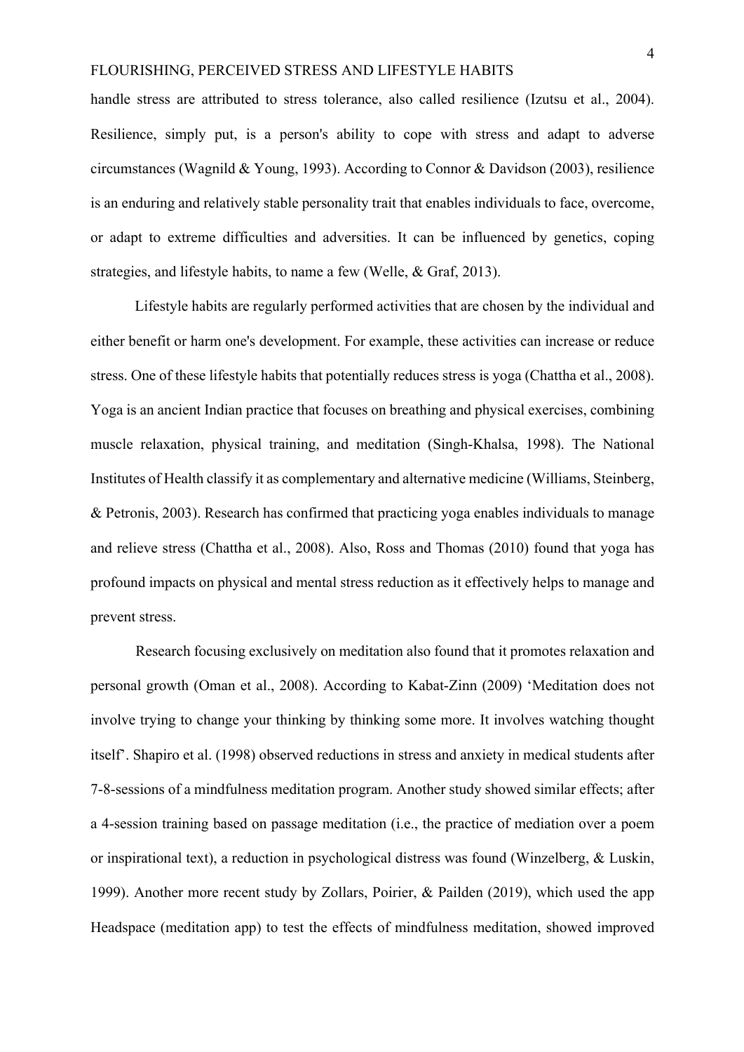handle stress are attributed to stress tolerance, also called resilience (Izutsu et al., 2004). Resilience, simply put, is a person's ability to cope with stress and adapt to adverse circumstances (Wagnild & Young, 1993). According to Connor & Davidson (2003), resilience is an enduring and relatively stable personality trait that enables individuals to face, overcome, or adapt to extreme difficulties and adversities. It can be influenced by genetics, coping strategies, and lifestyle habits, to name a few (Welle, & Graf, 2013).

Lifestyle habits are regularly performed activities that are chosen by the individual and either benefit or harm one's development. For example, these activities can increase or reduce stress. One of these lifestyle habits that potentially reduces stress is yoga (Chattha et al., 2008). Yoga is an ancient Indian practice that focuses on breathing and physical exercises, combining muscle relaxation, physical training, and meditation (Singh-Khalsa, 1998). The National Institutes of Health classify it as complementary and alternative medicine (Williams, Steinberg, & Petronis, 2003). Research has confirmed that practicing yoga enables individuals to manage and relieve stress (Chattha et al., 2008). Also, Ross and Thomas (2010) found that yoga has profound impacts on physical and mental stress reduction as it effectively helps to manage and prevent stress.

Research focusing exclusively on meditation also found that it promotes relaxation and personal growth (Oman et al., 2008). According to Kabat-Zinn (2009) 'Meditation does not involve trying to change your thinking by thinking some more. It involves watching thought itself'. Shapiro et al. (1998) observed reductions in stress and anxiety in medical students after 7-8-sessions of a mindfulness meditation program. Another study showed similar effects; after a 4-session training based on passage meditation (i.e., the practice of mediation over a poem or inspirational text), a reduction in psychological distress was found (Winzelberg, & Luskin, 1999). Another more recent study by Zollars, Poirier, & Pailden (2019), which used the app Headspace (meditation app) to test the effects of mindfulness meditation, showed improved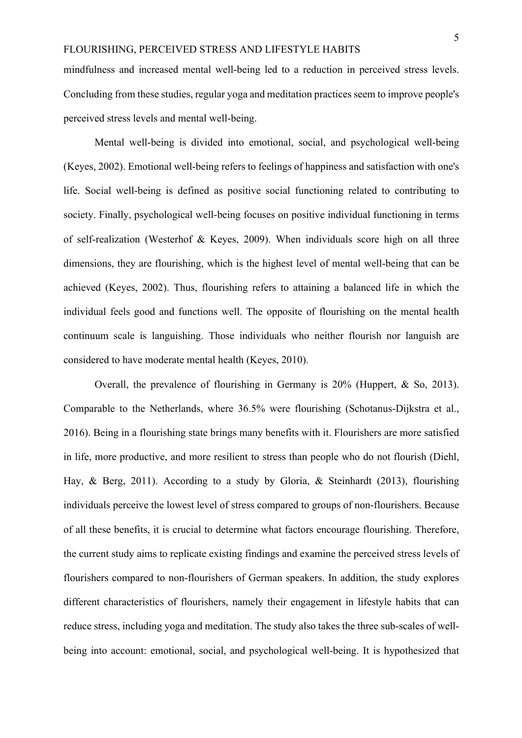mindfulness and increased mental well-being led to a reduction in perceived stress levels. Concluding from these studies, regular yoga and meditation practices seem to improve people's perceived stress levels and mental well-being.

Mental well-being is divided into emotional, social, and psychological well-being (Keyes, 2002). Emotional well-being refers to feelings of happiness and satisfaction with one's life. Social well-being is defined as positive social functioning related to contributing to society. Finally, psychological well-being focuses on positive individual functioning in terms of self-realization (Westerhof & Keyes, 2009). When individuals score high on all three dimensions, they are flourishing, which is the highest level of mental well-being that can be achieved (Keyes, 2002). Thus, flourishing refers to attaining a balanced life in which the individual feels good and functions well. The opposite of flourishing on the mental health continuum scale is languishing. Those individuals who neither flourish nor languish are considered to have moderate mental health (Keyes, 2010).

Overall, the prevalence of flourishing in Germany is 20% (Huppert, & So, 2013). Comparable to the Netherlands, where 36.5% were flourishing (Schotanus-Dijkstra et al., 2016). Being in a flourishing state brings many benefits with it. Flourishers are more satisfied in life, more productive, and more resilient to stress than people who do not flourish (Diehl, Hay, & Berg, 2011). According to a study by Gloria, & Steinhardt (2013), flourishing individuals perceive the lowest level of stress compared to groups of non-flourishers. Because of all these benefits, it is crucial to determine what factors encourage flourishing. Therefore, the current study aims to replicate existing findings and examine the perceived stress levels of flourishers compared to non-flourishers of German speakers. In addition, the study explores different characteristics of flourishers, namely their engagement in lifestyle habits that can reduce stress, including yoga and meditation. The study also takes the three sub-scales of well-being into account: emotional, social, and psychological well-being. It is hypothesized that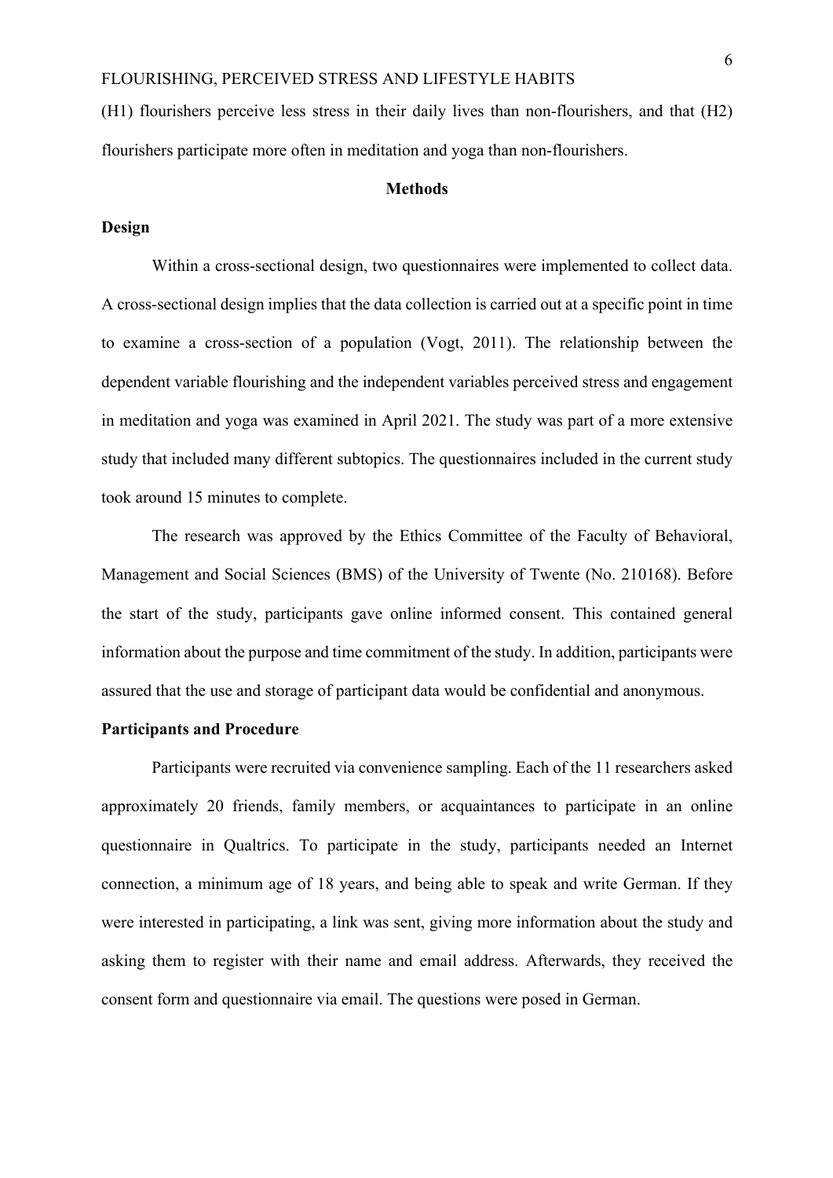(H1) flourishers perceive less stress in their daily lives than non-flourishers, and that (H2) flourishers participate more often in meditation and yoga than non-flourishers.

## Methods

### Design

Within a cross-sectional design, two questionnaires were implemented to collect data. A cross-sectional design implies that the data collection is carried out at a specific point in time to examine a cross-section of a population (Vogt, 2011). The relationship between the dependent variable flourishing and the independent variables perceived stress and engagement in meditation and yoga was examined in April 2021. The study was part of a more extensive study that included many different subtopics. The questionnaires included in the current study took around 15 minutes to complete.

The research was approved by the Ethics Committee of the Faculty of Behavioral, Management and Social Sciences (BMS) of the University of Twente (No. 210168). Before the start of the study, participants gave online informed consent. This contained general information about the purpose and time commitment of the study. In addition, participants were assured that the use and storage of participant data would be confidential and anonymous.

### Participants and Procedure

Participants were recruited via convenience sampling. Each of the 11 researchers asked approximately 20 friends, family members, or acquaintances to participate in an online questionnaire in Qualtrics. To participate in the study, participants needed an Internet connection, a minimum age of 18 years, and being able to speak and write German. If they were interested in participating, a link was sent, giving more information about the study and asking them to register with their name and email address. Afterwards, they received the consent form and questionnaire via email. The questions were posed in German.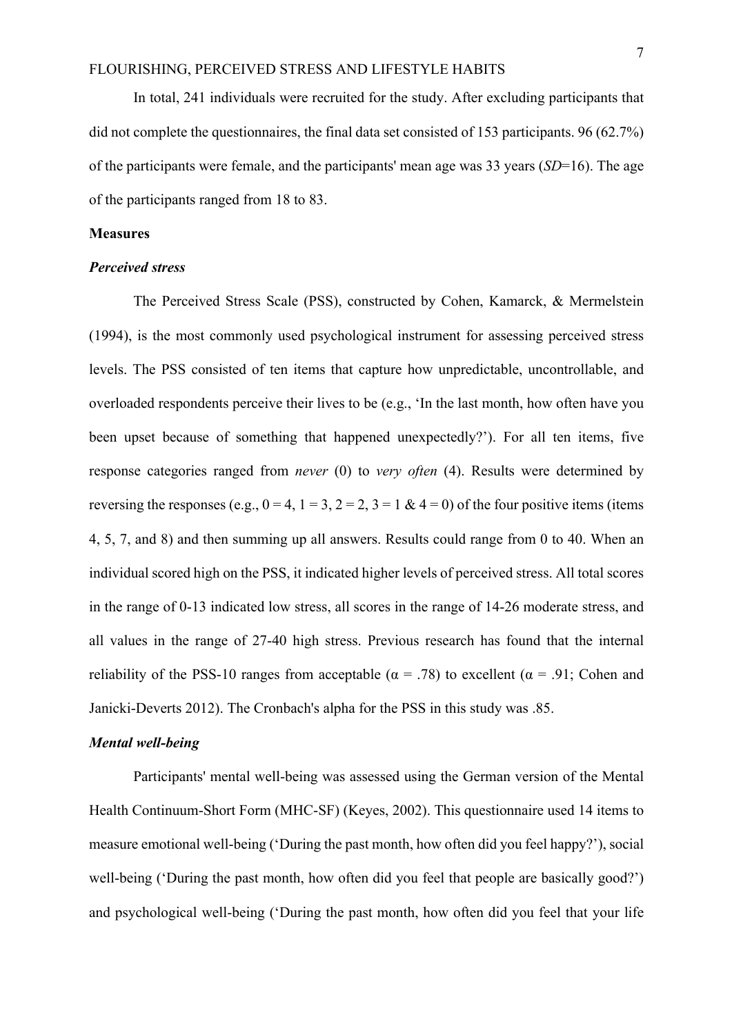In total, 241 individuals were recruited for the study. After excluding participants that did not complete the questionnaires, the final data set consisted of 153 participants. 96 (62.7%) of the participants were female, and the participants' mean age was 33 years (*SD*=16). The age of the participants ranged from 18 to 83.

## Measures

### *Perceived stress*

The Perceived Stress Scale (PSS), constructed by Cohen, Kamarck, & Mermelstein (1994), is the most commonly used psychological instrument for assessing perceived stress levels. The PSS consisted of ten items that capture how unpredictable, uncontrollable, and overloaded respondents perceive their lives to be (e.g., 'In the last month, how often have you been upset because of something that happened unexpectedly?'). For all ten items, five response categories ranged from *never* (0) to *very often* (4). Results were determined by reversing the responses (e.g., 0 = 4, 1 = 3, 2 = 2, 3 = 1 & 4 = 0) of the four positive items (items 4, 5, 7, and 8) and then summing up all answers. Results could range from 0 to 40. When an individual scored high on the PSS, it indicated higher levels of perceived stress. All total scores in the range of 0-13 indicated low stress, all scores in the range of 14-26 moderate stress, and all values in the range of 27-40 high stress. Previous research has found that the internal reliability of the PSS-10 ranges from acceptable ($\alpha = .78$) to excellent ($\alpha = .91$; Cohen and Janicki-Deverts 2012). The Cronbach's alpha for the PSS in this study was .85.

### *Mental well-being*

Participants' mental well-being was assessed using the German version of the Mental Health Continuum-Short Form (MHC-SF) (Keyes, 2002). This questionnaire used 14 items to measure emotional well-being ('During the past month, how often did you feel happy?'), social well-being ('During the past month, how often did you feel that people are basically good?') and psychological well-being ('During the past month, how often did you feel that your life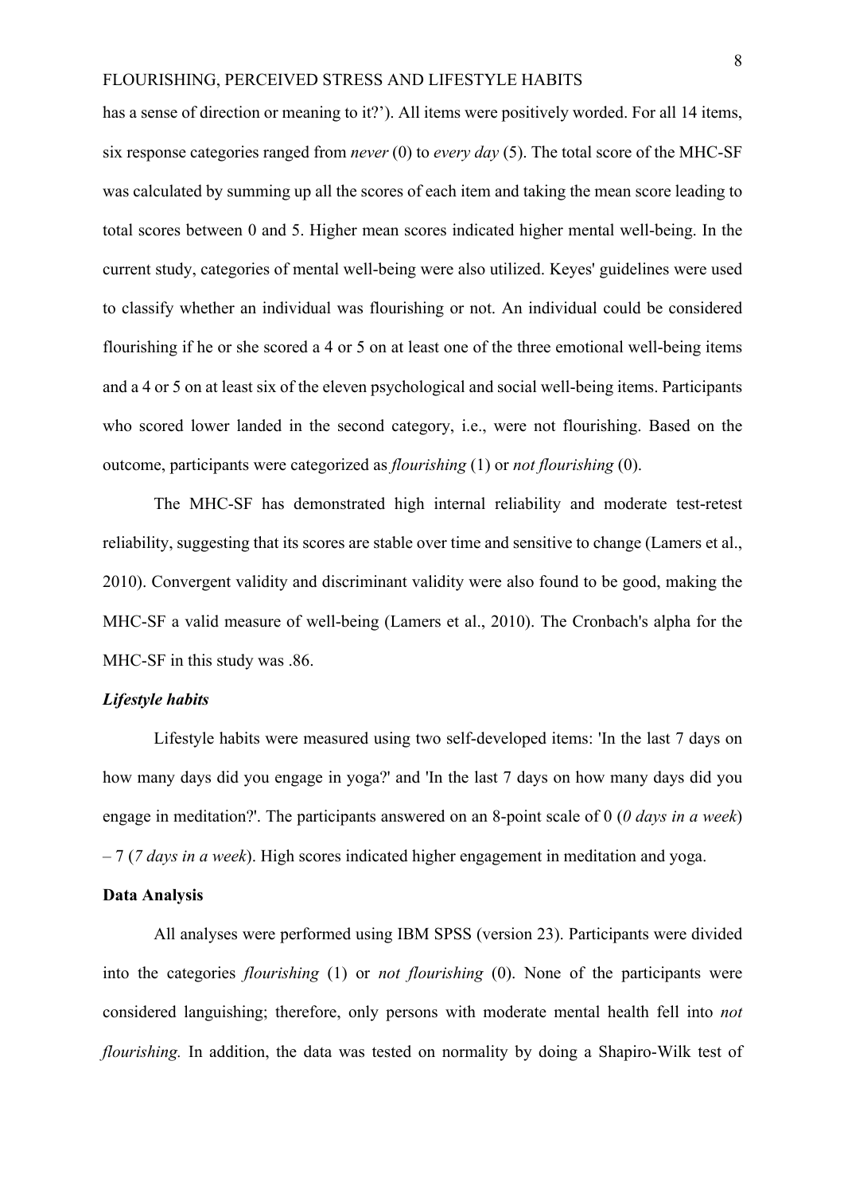has a sense of direction or meaning to it?'). All items were positively worded. For all 14 items, six response categories ranged from *never* (0) to *every day* (5). The total score of the MHC-SF was calculated by summing up all the scores of each item and taking the mean score leading to total scores between 0 and 5. Higher mean scores indicated higher mental well-being. In the current study, categories of mental well-being were also utilized. Keyes' guidelines were used to classify whether an individual was flourishing or not. An individual could be considered flourishing if he or she scored a 4 or 5 on at least one of the three emotional well-being items and a 4 or 5 on at least six of the eleven psychological and social well-being items. Participants who scored lower landed in the second category, i.e., were not flourishing. Based on the outcome, participants were categorized as *flourishing* (1) or *not flourishing* (0).

The MHC-SF has demonstrated high internal reliability and moderate test-retest reliability, suggesting that its scores are stable over time and sensitive to change (Lamers et al., 2010). Convergent validity and discriminant validity were also found to be good, making the MHC-SF a valid measure of well-being (Lamers et al., 2010). The Cronbach's alpha for the MHC-SF in this study was .86.

### *Lifestyle habits*

Lifestyle habits were measured using two self-developed items: 'In the last 7 days on how many days did you engage in yoga?' and 'In the last 7 days on how many days did you engage in meditation?'. The participants answered on an 8-point scale of 0 (*0 days in a week*) – 7 (*7 days in a week*). High scores indicated higher engagement in meditation and yoga.

## Data Analysis

All analyses were performed using IBM SPSS (version 23). Participants were divided into the categories *flourishing* (1) or *not flourishing* (0). None of the participants were considered languishing; therefore, only persons with moderate mental health fell into *not flourishing.* In addition, the data was tested on normality by doing a Shapiro-Wilk test of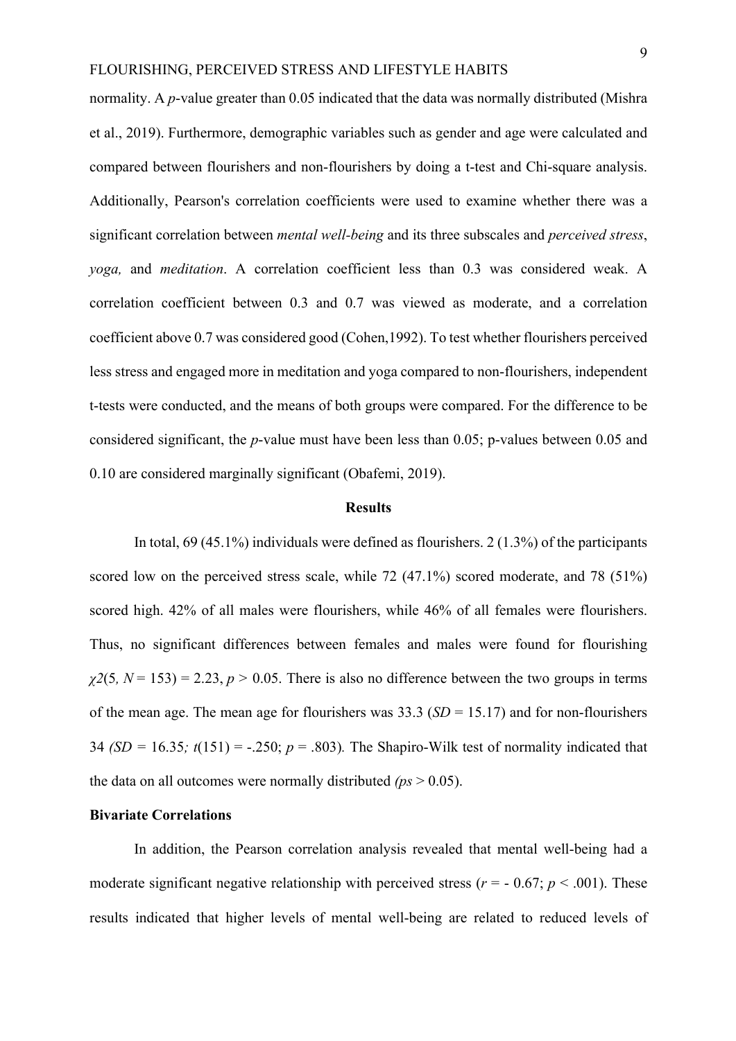normality. A *p*-value greater than 0.05 indicated that the data was normally distributed (Mishra et al., 2019). Furthermore, demographic variables such as gender and age were calculated and compared between flourishers and non-flourishers by doing a t-test and Chi-square analysis. Additionally, Pearson's correlation coefficients were used to examine whether there was a significant correlation between *mental well-being* and its three subscales and *perceived stress*, *yoga,* and *meditation*. A correlation coefficient less than 0.3 was considered weak. A correlation coefficient between 0.3 and 0.7 was viewed as moderate, and a correlation coefficient above 0.7 was considered good (Cohen,1992). To test whether flourishers perceived less stress and engaged more in meditation and yoga compared to non-flourishers, independent t-tests were conducted, and the means of both groups were compared. For the difference to be considered significant, the *p*-value must have been less than 0.05; p-values between 0.05 and 0.10 are considered marginally significant (Obafemi, 2019).

## Results

In total, 69 (45.1%) individuals were defined as flourishers. 2 (1.3%) of the participants scored low on the perceived stress scale, while 72 (47.1%) scored moderate, and 78 (51%) scored high. 42% of all males were flourishers, while 46% of all females were flourishers. Thus, no significant differences between females and males were found for flourishing $\chi 2(5, N = 153) = 2.23$, $p > 0.05$. There is also no difference between the two groups in terms of the mean age. The mean age for flourishers was 33.3 ($SD = 15.17$) and for non-flourishers 34 *(*$SD = 16.35$*;* $t(151) = -.250$; $p = .803$)*.* The Shapiro-Wilk test of normality indicated that the data on all outcomes were normally distributed *(*$ps > 0.05$).

### Bivariate Correlations

In addition, the Pearson correlation analysis revealed that mental well-being had a moderate significant negative relationship with perceived stress ($r = - 0.67$; $p < .001$). These results indicated that higher levels of mental well-being are related to reduced levels of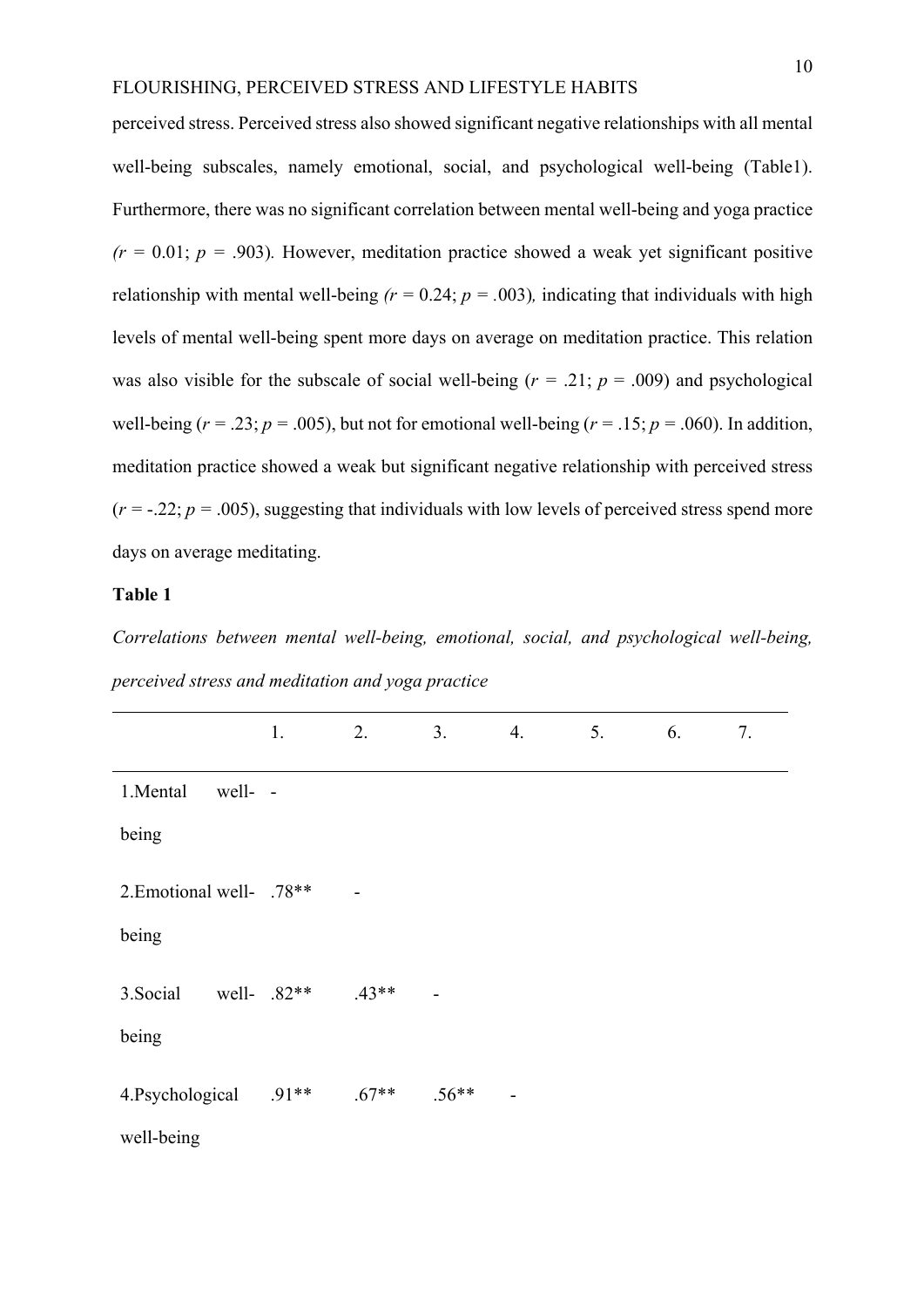perceived stress. Perceived stress also showed significant negative relationships with all mental well-being subscales, namely emotional, social, and psychological well-being (Table1). Furthermore, there was no significant correlation between mental well-being and yoga practice *(*$r$ = 0.01; $p$ = .903). However, meditation practice showed a weak yet significant positive relationship with mental well-being *(*$r$ = 0.24; $p$ = .003), indicating that individuals with high levels of mental well-being spent more days on average on meditation practice. This relation was also visible for the subscale of social well-being ($r$ = .21; $p$ = .009) and psychological well-being ($r$ = .23; $p$ = .005), but not for emotional well-being ($r$ = .15; $p$ = .060). In addition, meditation practice showed a weak but significant negative relationship with perceived stress ($r$ = -.22; $p$ = .005), suggesting that individuals with low levels of perceived stress spend more days on average meditating.

**Table 1**

*Correlations between mental well-being, emotional, social, and psychological well-being, perceived stress and meditation and yoga practice*

| | 1. | 2. | 3. | 4. | 5. | 6. | 7. |
|---|---|---|---|---|---|---|---|
| 1.Mental well-being | - | | | | | | |
| 2.Emotional well-being | .78** | - | | | | | |
| 3.Social well-being | .82** | .43** | - | | | | |
| 4.Psychological well-being | .91** | .67** | .56** | - | | | |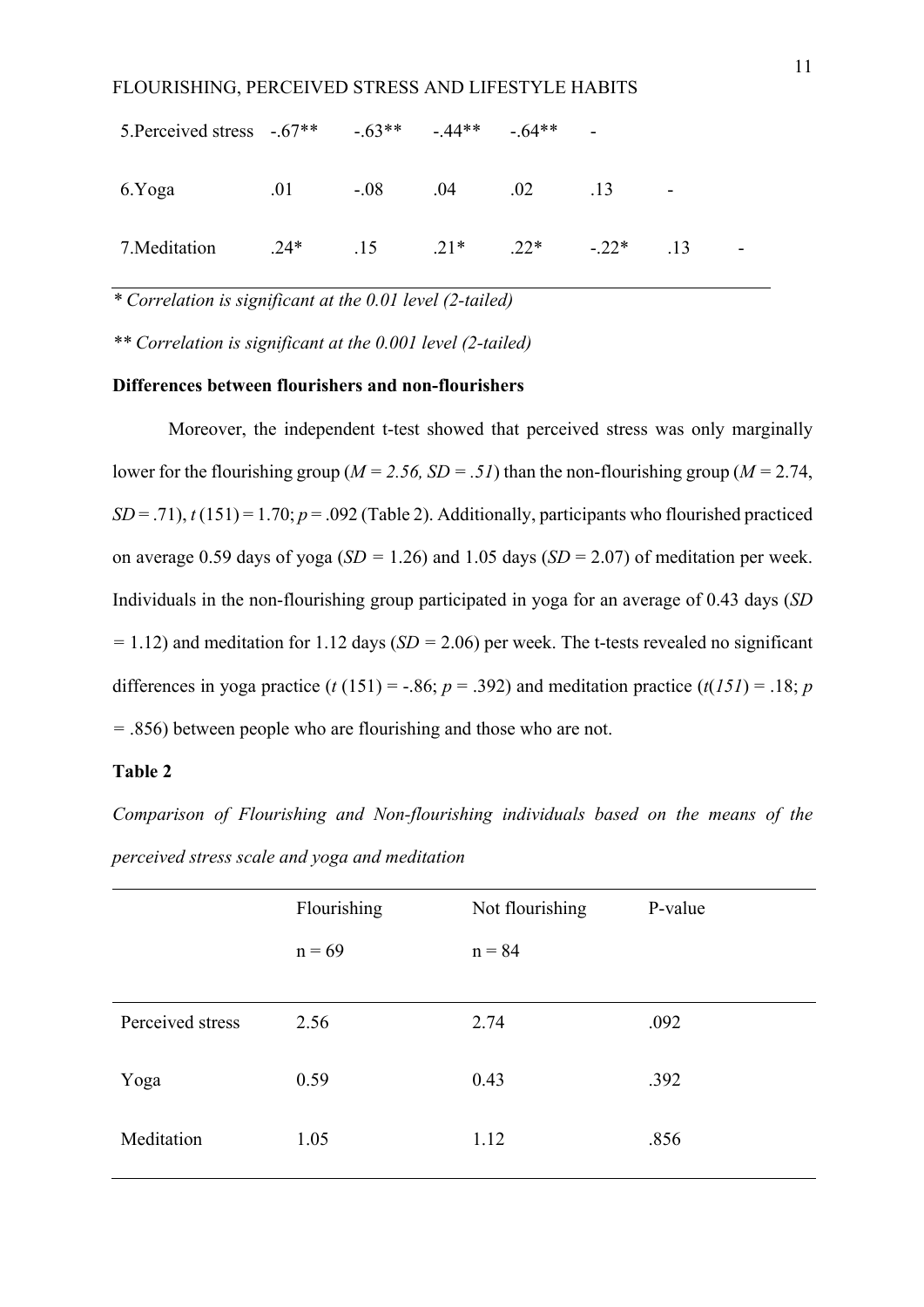| | | | | | | | |
|---|---|---|---|---|---|---|---|
| 5.Perceived stress | -.67** | -.63** | -.44** | -.64** | - | | |
| 6.Yoga | .01 | -.08 | .04 | .02 | .13 | - | |
| 7.Meditation | .24* | .15 | .21* | .22* | -.22* | .13 | - |

*\* Correlation is significant at the 0.01 level (2-tailed)*

*\*\* Correlation is significant at the 0.001 level (2-tailed)*

**Differences between flourishers and non-flourishers**

Moreover, the independent t-test showed that perceived stress was only marginally lower for the flourishing group ($M = 2.56$, $SD = .51$) than the non-flourishing group ($M = 2.74$, $SD = .71$), $t\,(151) = 1.70$; $p = .092$ (Table 2). Additionally, participants who flourished practiced on average 0.59 days of yoga ($SD = 1.26$) and 1.05 days ($SD = 2.07$) of meditation per week. Individuals in the non-flourishing group participated in yoga for an average of 0.43 days ($SD = 1.12$) and meditation for 1.12 days ($SD = 2.06$) per week. The t-tests revealed no significant differences in yoga practice ($t\,(151) = -.86$; $p = .392$) and meditation practice ($t(151) = .18$; $p = .856$) between people who are flourishing and those who are not.

**Table 2**

*Comparison of Flourishing and Non-flourishing individuals based on the means of the perceived stress scale and yoga and meditation*

| | Flourishing n = 69 | Not flourishing n = 84 | P-value |
|---|---|---|---|
| Perceived stress | 2.56 | 2.74 | .092 |
| Yoga | 0.59 | 0.43 | .392 |
| Meditation | 1.05 | 1.12 | .856 |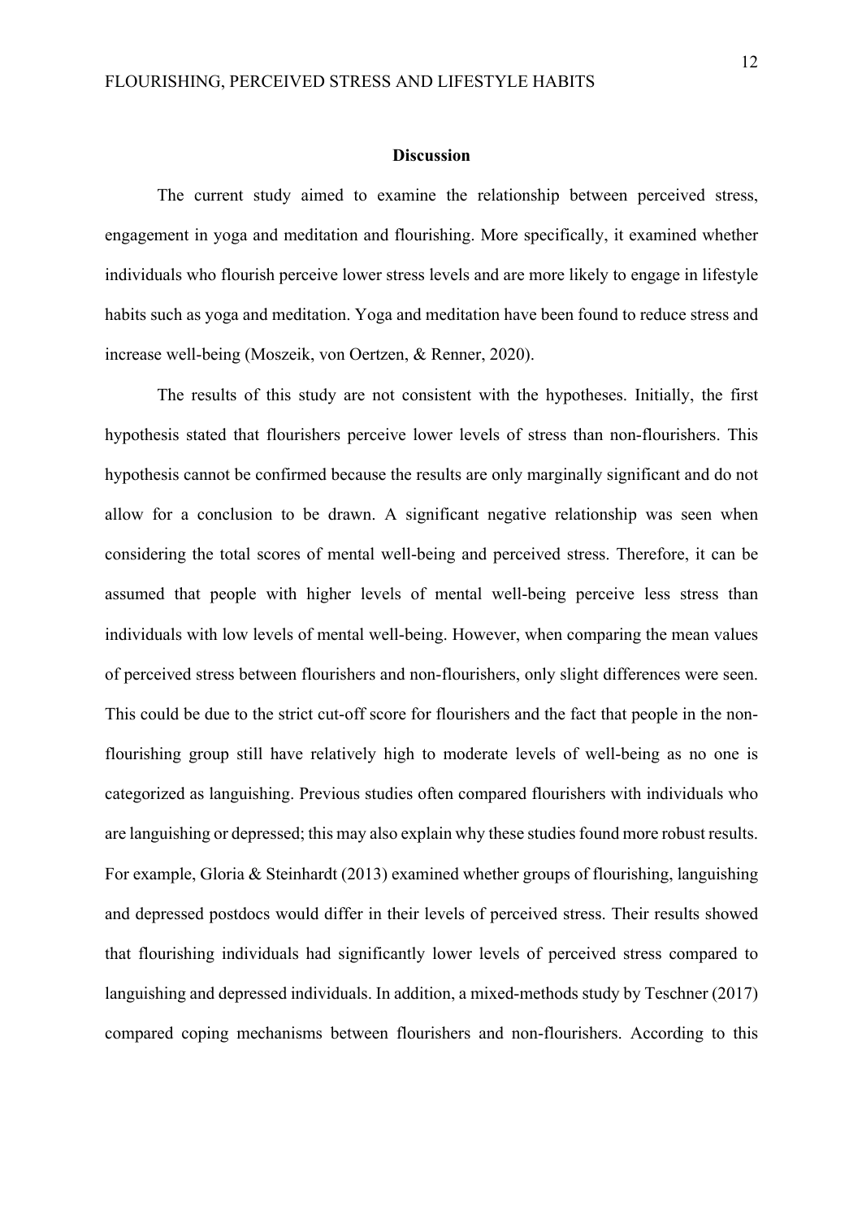## Discussion

The current study aimed to examine the relationship between perceived stress, engagement in yoga and meditation and flourishing. More specifically, it examined whether individuals who flourish perceive lower stress levels and are more likely to engage in lifestyle habits such as yoga and meditation. Yoga and meditation have been found to reduce stress and increase well-being (Moszeik, von Oertzen, & Renner, 2020).

The results of this study are not consistent with the hypotheses. Initially, the first hypothesis stated that flourishers perceive lower levels of stress than non-flourishers. This hypothesis cannot be confirmed because the results are only marginally significant and do not allow for a conclusion to be drawn. A significant negative relationship was seen when considering the total scores of mental well-being and perceived stress. Therefore, it can be assumed that people with higher levels of mental well-being perceive less stress than individuals with low levels of mental well-being. However, when comparing the mean values of perceived stress between flourishers and non-flourishers, only slight differences were seen. This could be due to the strict cut-off score for flourishers and the fact that people in the non-flourishing group still have relatively high to moderate levels of well-being as no one is categorized as languishing. Previous studies often compared flourishers with individuals who are languishing or depressed; this may also explain why these studies found more robust results. For example, Gloria & Steinhardt (2013) examined whether groups of flourishing, languishing and depressed postdocs would differ in their levels of perceived stress. Their results showed that flourishing individuals had significantly lower levels of perceived stress compared to languishing and depressed individuals. In addition, a mixed-methods study by Teschner (2017) compared coping mechanisms between flourishers and non-flourishers. According to this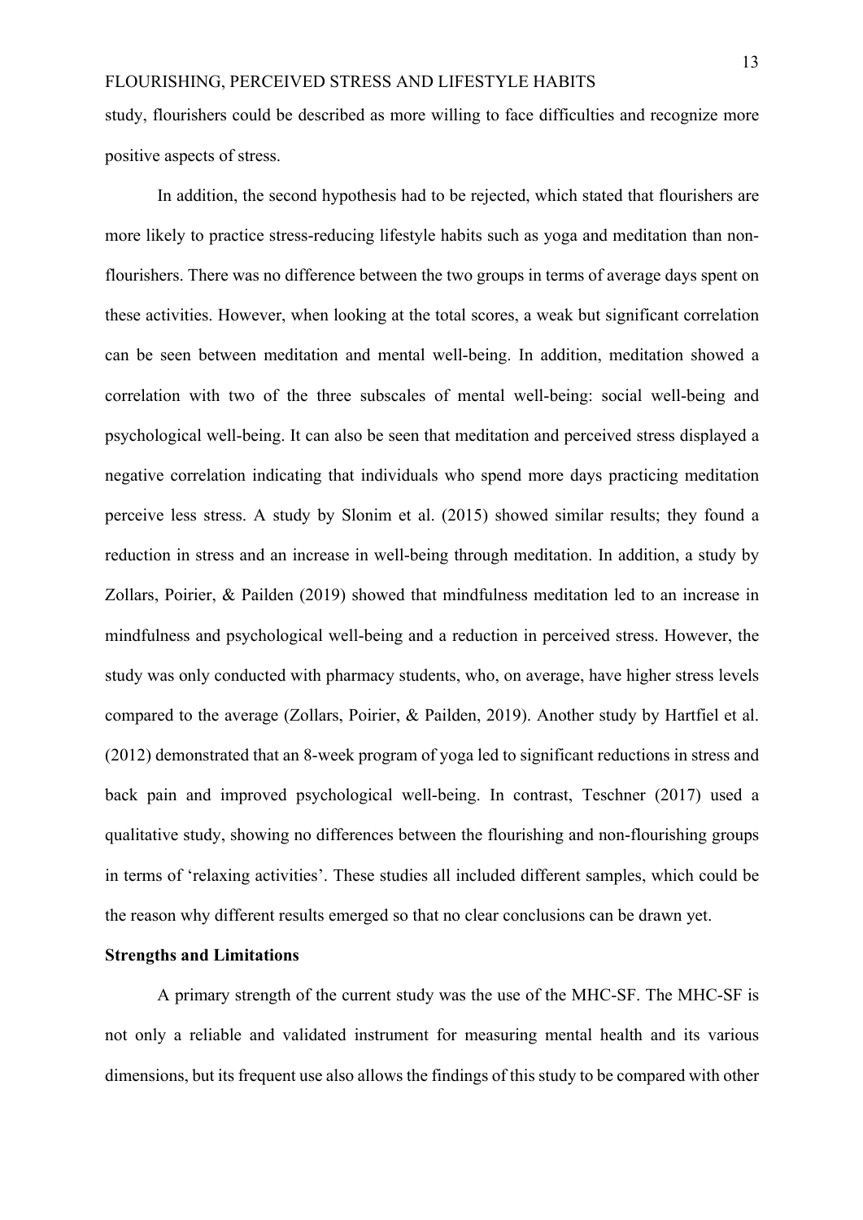study, flourishers could be described as more willing to face difficulties and recognize more positive aspects of stress.

In addition, the second hypothesis had to be rejected, which stated that flourishers are more likely to practice stress-reducing lifestyle habits such as yoga and meditation than non-flourishers. There was no difference between the two groups in terms of average days spent on these activities. However, when looking at the total scores, a weak but significant correlation can be seen between meditation and mental well-being. In addition, meditation showed a correlation with two of the three subscales of mental well-being: social well-being and psychological well-being. It can also be seen that meditation and perceived stress displayed a negative correlation indicating that individuals who spend more days practicing meditation perceive less stress. A study by Slonim et al. (2015) showed similar results; they found a reduction in stress and an increase in well-being through meditation. In addition, a study by Zollars, Poirier, & Pailden (2019) showed that mindfulness meditation led to an increase in mindfulness and psychological well-being and a reduction in perceived stress. However, the study was only conducted with pharmacy students, who, on average, have higher stress levels compared to the average (Zollars, Poirier, & Pailden, 2019). Another study by Hartfiel et al. (2012) demonstrated that an 8-week program of yoga led to significant reductions in stress and back pain and improved psychological well-being. In contrast, Teschner (2017) used a qualitative study, showing no differences between the flourishing and non-flourishing groups in terms of 'relaxing activities'. These studies all included different samples, which could be the reason why different results emerged so that no clear conclusions can be drawn yet.

**Strengths and Limitations**

A primary strength of the current study was the use of the MHC-SF. The MHC-SF is not only a reliable and validated instrument for measuring mental health and its various dimensions, but its frequent use also allows the findings of this study to be compared with other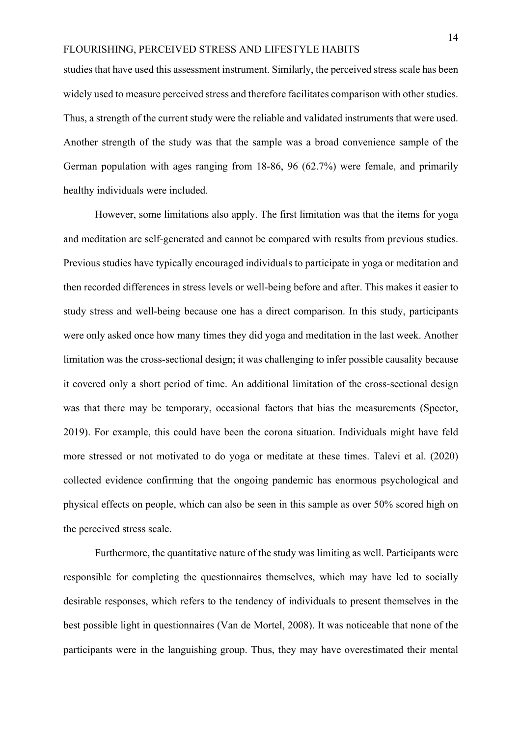studies that have used this assessment instrument. Similarly, the perceived stress scale has been widely used to measure perceived stress and therefore facilitates comparison with other studies. Thus, a strength of the current study were the reliable and validated instruments that were used. Another strength of the study was that the sample was a broad convenience sample of the German population with ages ranging from 18-86, 96 (62.7%) were female, and primarily healthy individuals were included.

However, some limitations also apply. The first limitation was that the items for yoga and meditation are self-generated and cannot be compared with results from previous studies. Previous studies have typically encouraged individuals to participate in yoga or meditation and then recorded differences in stress levels or well-being before and after. This makes it easier to study stress and well-being because one has a direct comparison. In this study, participants were only asked once how many times they did yoga and meditation in the last week. Another limitation was the cross-sectional design; it was challenging to infer possible causality because it covered only a short period of time. An additional limitation of the cross-sectional design was that there may be temporary, occasional factors that bias the measurements (Spector, 2019). For example, this could have been the corona situation. Individuals might have feld more stressed or not motivated to do yoga or meditate at these times. Talevi et al. (2020) collected evidence confirming that the ongoing pandemic has enormous psychological and physical effects on people, which can also be seen in this sample as over 50% scored high on the perceived stress scale.

Furthermore, the quantitative nature of the study was limiting as well. Participants were responsible for completing the questionnaires themselves, which may have led to socially desirable responses, which refers to the tendency of individuals to present themselves in the best possible light in questionnaires (Van de Mortel, 2008). It was noticeable that none of the participants were in the languishing group. Thus, they may have overestimated their mental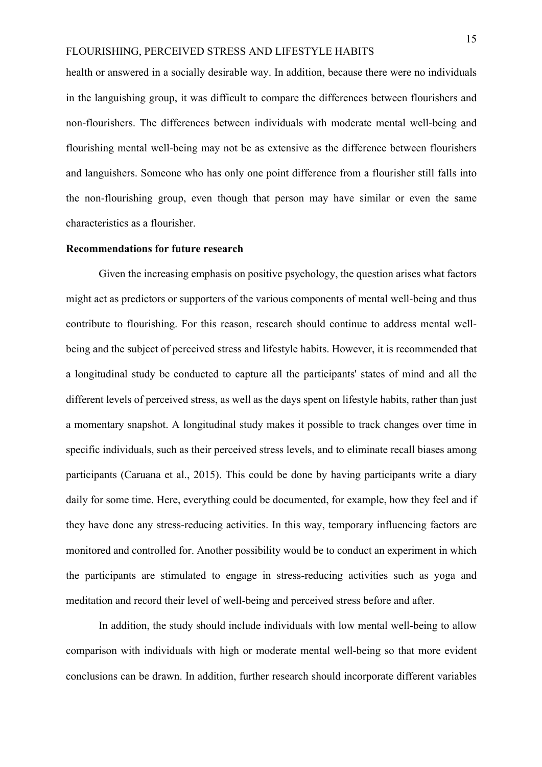health or answered in a socially desirable way. In addition, because there were no individuals in the languishing group, it was difficult to compare the differences between flourishers and non-flourishers. The differences between individuals with moderate mental well-being and flourishing mental well-being may not be as extensive as the difference between flourishers and languishers. Someone who has only one point difference from a flourisher still falls into the non-flourishing group, even though that person may have similar or even the same characteristics as a flourisher.

**Recommendations for future research**

Given the increasing emphasis on positive psychology, the question arises what factors might act as predictors or supporters of the various components of mental well-being and thus contribute to flourishing. For this reason, research should continue to address mental well-being and the subject of perceived stress and lifestyle habits. However, it is recommended that a longitudinal study be conducted to capture all the participants' states of mind and all the different levels of perceived stress, as well as the days spent on lifestyle habits, rather than just a momentary snapshot. A longitudinal study makes it possible to track changes over time in specific individuals, such as their perceived stress levels, and to eliminate recall biases among participants (Caruana et al., 2015). This could be done by having participants write a diary daily for some time. Here, everything could be documented, for example, how they feel and if they have done any stress-reducing activities. In this way, temporary influencing factors are monitored and controlled for. Another possibility would be to conduct an experiment in which the participants are stimulated to engage in stress-reducing activities such as yoga and meditation and record their level of well-being and perceived stress before and after.

In addition, the study should include individuals with low mental well-being to allow comparison with individuals with high or moderate mental well-being so that more evident conclusions can be drawn. In addition, further research should incorporate different variables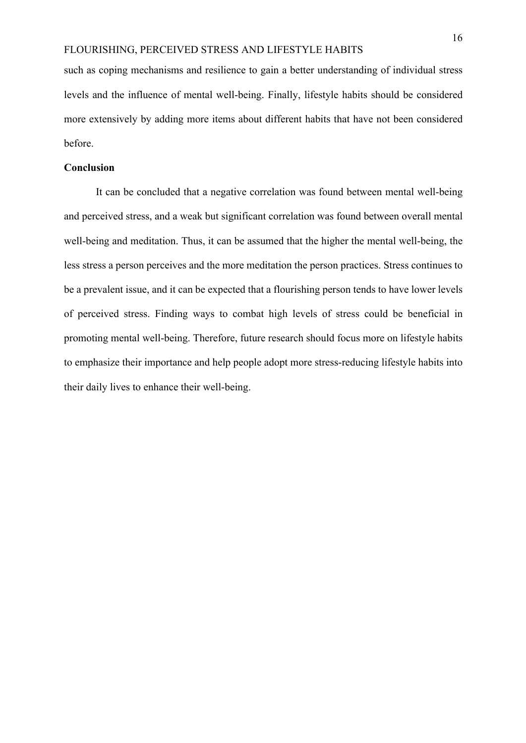such as coping mechanisms and resilience to gain a better understanding of individual stress levels and the influence of mental well-being. Finally, lifestyle habits should be considered more extensively by adding more items about different habits that have not been considered before.

## Conclusion

It can be concluded that a negative correlation was found between mental well-being and perceived stress, and a weak but significant correlation was found between overall mental well-being and meditation. Thus, it can be assumed that the higher the mental well-being, the less stress a person perceives and the more meditation the person practices. Stress continues to be a prevalent issue, and it can be expected that a flourishing person tends to have lower levels of perceived stress. Finding ways to combat high levels of stress could be beneficial in promoting mental well-being. Therefore, future research should focus more on lifestyle habits to emphasize their importance and help people adopt more stress-reducing lifestyle habits into their daily lives to enhance their well-being.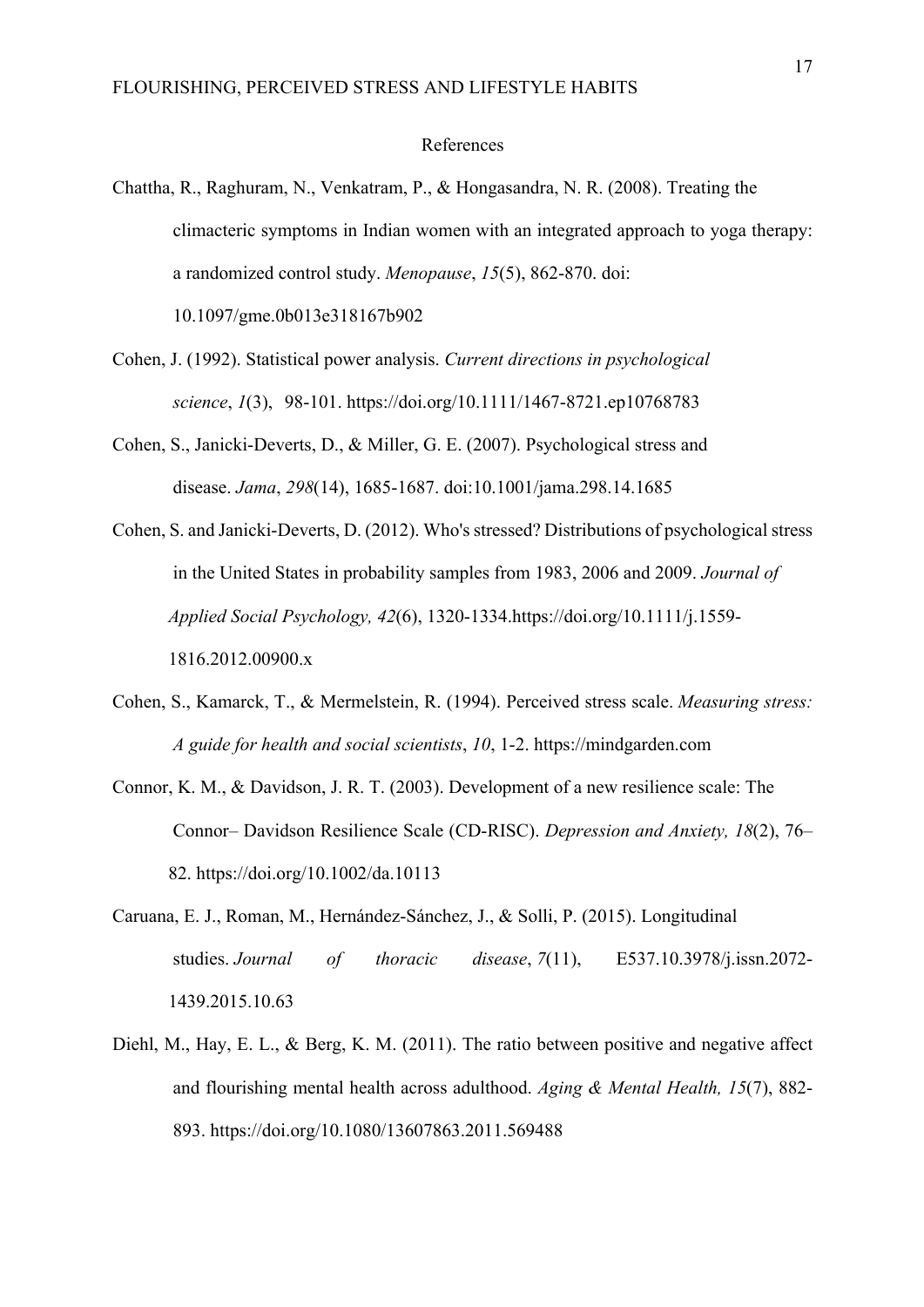# References

Chattha, R., Raghuram, N., Venkatram, P., & Hongasandra, N. R. (2008). Treating the climacteric symptoms in Indian women with an integrated approach to yoga therapy: a randomized control study. *Menopause*, *15*(5), 862-870. doi: 10.1097/gme.0b013e318167b902

Cohen, J. (1992). Statistical power analysis. *Current directions in psychological science*, *1*(3), 98-101. https://doi.org/10.1111/1467-8721.ep10768783

Cohen, S., Janicki-Deverts, D., & Miller, G. E. (2007). Psychological stress and disease. *Jama*, *298*(14), 1685-1687. doi:10.1001/jama.298.14.1685

Cohen, S. and Janicki-Deverts, D. (2012). Who's stressed? Distributions of psychological stress in the United States in probability samples from 1983, 2006 and 2009. *Journal of Applied Social Psychology, 42*(6), 1320-1334.https://doi.org/10.1111/j.1559-1816.2012.00900.x

Cohen, S., Kamarck, T., & Mermelstein, R. (1994). Perceived stress scale. *Measuring stress: A guide for health and social scientists*, *10*, 1-2. https://mindgarden.com

Connor, K. M., & Davidson, J. R. T. (2003). Development of a new resilience scale: The Connor– Davidson Resilience Scale (CD-RISC). *Depression and Anxiety, 18*(2), 76–82. https://doi.org/10.1002/da.10113

Caruana, E. J., Roman, M., Hernández-Sánchez, J., & Solli, P. (2015). Longitudinal studies. *Journal of thoracic disease*, *7*(11), E537.10.3978/j.issn.2072-1439.2015.10.63

Diehl, M., Hay, E. L., & Berg, K. M. (2011). The ratio between positive and negative affect and flourishing mental health across adulthood. *Aging & Mental Health, 15*(7), 882-893. https://doi.org/10.1080/13607863.2011.569488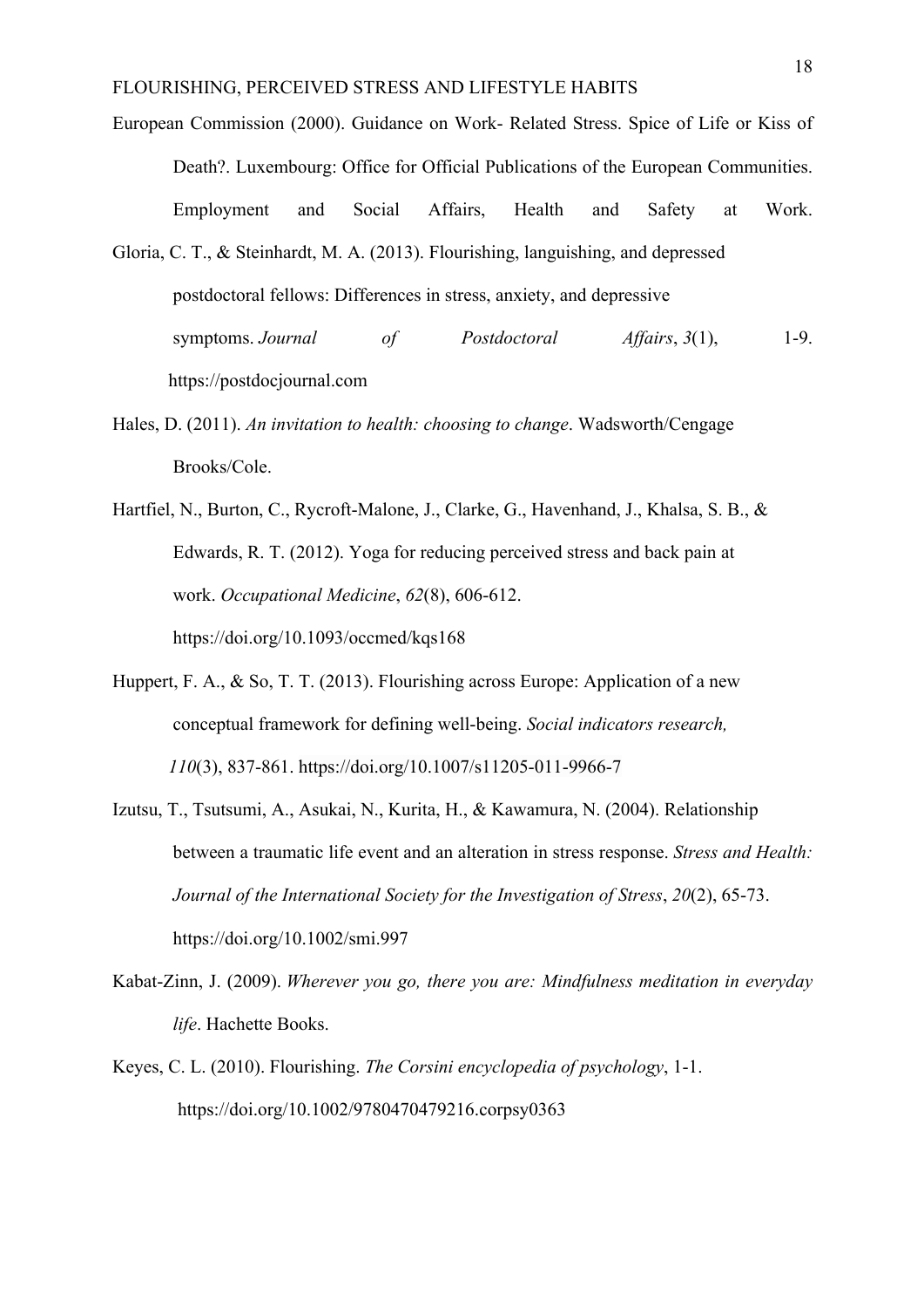European Commission (2000). Guidance on Work- Related Stress. Spice of Life or Kiss of Death?. Luxembourg: Office for Official Publications of the European Communities. Employment and Social Affairs, Health and Safety at Work.

Gloria, C. T., & Steinhardt, M. A. (2013). Flourishing, languishing, and depressed postdoctoral fellows: Differences in stress, anxiety, and depressive symptoms. *Journal of Postdoctoral Affairs*, *3*(1), 1-9. https://postdocjournal.com

Hales, D. (2011). *An invitation to health: choosing to change*. Wadsworth/Cengage Brooks/Cole.

Hartfiel, N., Burton, C., Rycroft-Malone, J., Clarke, G., Havenhand, J., Khalsa, S. B., & Edwards, R. T. (2012). Yoga for reducing perceived stress and back pain at work. *Occupational Medicine*, *62*(8), 606-612. https://doi.org/10.1093/occmed/kqs168

Huppert, F. A., & So, T. T. (2013). Flourishing across Europe: Application of a new conceptual framework for defining well-being. *Social indicators research, 110*(3), 837-861. https://doi.org/10.1007/s11205-011-9966-7

Izutsu, T., Tsutsumi, A., Asukai, N., Kurita, H., & Kawamura, N. (2004). Relationship between a traumatic life event and an alteration in stress response. *Stress and Health: Journal of the International Society for the Investigation of Stress*, *20*(2), 65-73. https://doi.org/10.1002/smi.997

Kabat-Zinn, J. (2009). *Wherever you go, there you are: Mindfulness meditation in everyday life*. Hachette Books.

Keyes, C. L. (2010). Flourishing. *The Corsini encyclopedia of psychology*, 1-1. https://doi.org/10.1002/9780470479216.corpsy0363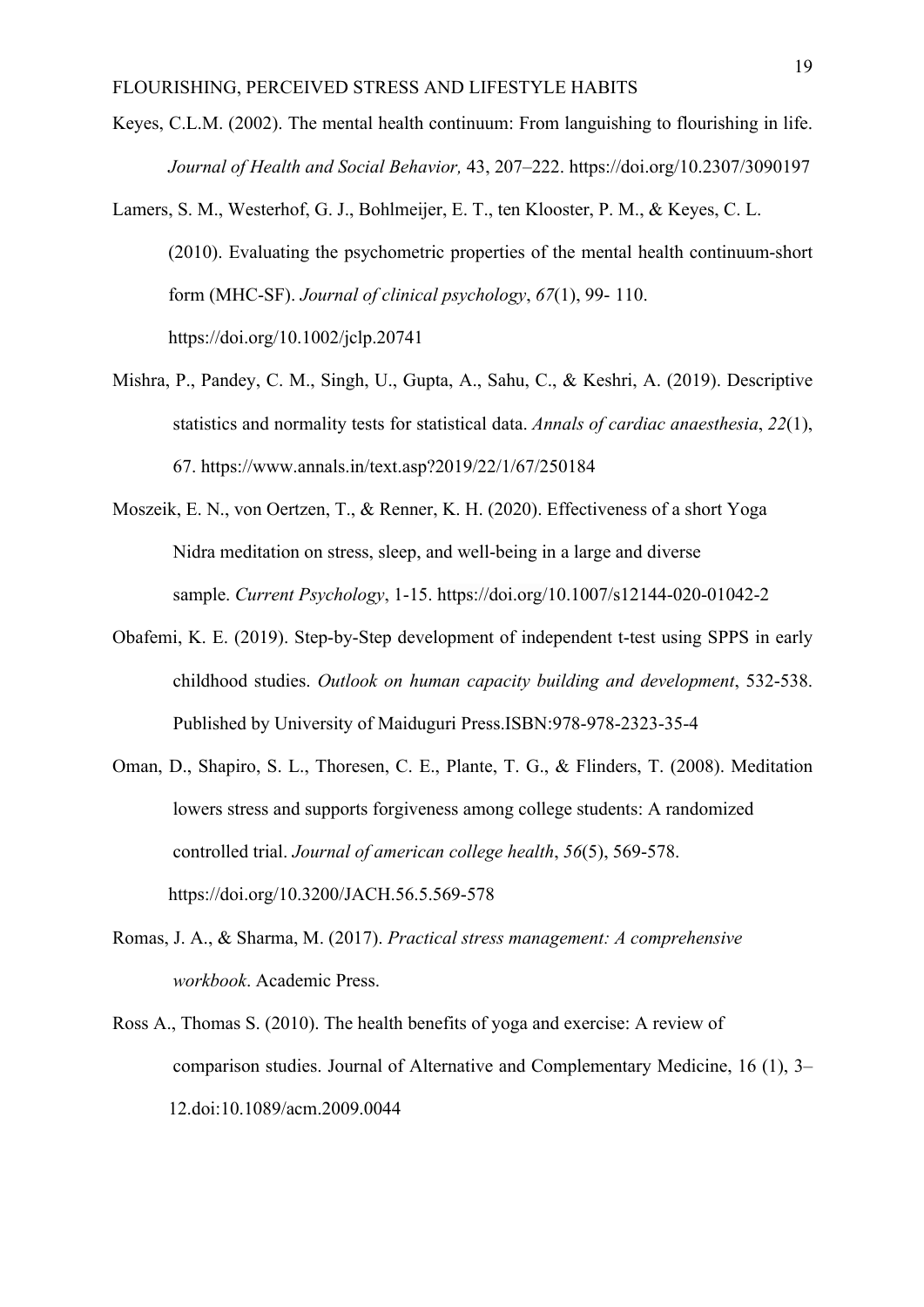Keyes, C.L.M. (2002). The mental health continuum: From languishing to flourishing in life. *Journal of Health and Social Behavior,* 43, 207–222. https://doi.org/10.2307/3090197

Lamers, S. M., Westerhof, G. J., Bohlmeijer, E. T., ten Klooster, P. M., & Keyes, C. L. (2010). Evaluating the psychometric properties of the mental health continuum-short form (MHC-SF). *Journal of clinical psychology*, *67*(1), 99- 110. https://doi.org/10.1002/jclp.20741

Mishra, P., Pandey, C. M., Singh, U., Gupta, A., Sahu, C., & Keshri, A. (2019). Descriptive statistics and normality tests for statistical data. *Annals of cardiac anaesthesia*, *22*(1), 67. https://www.annals.in/text.asp?2019/22/1/67/250184

Moszeik, E. N., von Oertzen, T., & Renner, K. H. (2020). Effectiveness of a short Yoga Nidra meditation on stress, sleep, and well-being in a large and diverse sample. *Current Psychology*, 1-15. https://doi.org/10.1007/s12144-020-01042-2

Obafemi, K. E. (2019). Step-by-Step development of independent t-test using SPPS in early childhood studies. *Outlook on human capacity building and development*, 532-538. Published by University of Maiduguri Press.ISBN:978-978-2323-35-4

Oman, D., Shapiro, S. L., Thoresen, C. E., Plante, T. G., & Flinders, T. (2008). Meditation lowers stress and supports forgiveness among college students: A randomized controlled trial. *Journal of american college health*, *56*(5), 569-578. https://doi.org/10.3200/JACH.56.5.569-578

Romas, J. A., & Sharma, M. (2017). *Practical stress management: A comprehensive workbook*. Academic Press.

Ross A., Thomas S. (2010). The health benefits of yoga and exercise: A review of comparison studies. Journal of Alternative and Complementary Medicine, 16 (1), 3–12.doi:10.1089/acm.2009.0044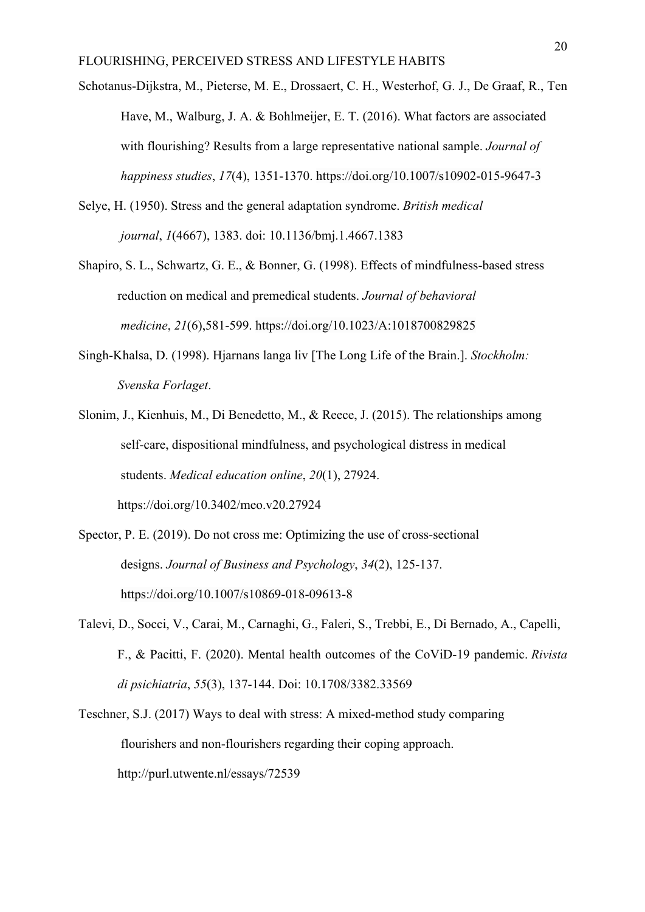Schotanus-Dijkstra, M., Pieterse, M. E., Drossaert, C. H., Westerhof, G. J., De Graaf, R., Ten Have, M., Walburg, J. A. & Bohlmeijer, E. T. (2016). What factors are associated with flourishing? Results from a large representative national sample. *Journal of happiness studies*, *17*(4), 1351-1370. https://doi.org/10.1007/s10902-015-9647-3

Selye, H. (1950). Stress and the general adaptation syndrome. *British medical journal*, *1*(4667), 1383. doi: 10.1136/bmj.1.4667.1383

Shapiro, S. L., Schwartz, G. E., & Bonner, G. (1998). Effects of mindfulness-based stress reduction on medical and premedical students. *Journal of behavioral medicine*, *21*(6),581-599. https://doi.org/10.1023/A:1018700829825

Singh-Khalsa, D. (1998). Hjarnans langa liv [The Long Life of the Brain.]. *Stockholm: Svenska Forlaget*.

Slonim, J., Kienhuis, M., Di Benedetto, M., & Reece, J. (2015). The relationships among self-care, dispositional mindfulness, and psychological distress in medical students. *Medical education online*, *20*(1), 27924. https://doi.org/10.3402/meo.v20.27924

Spector, P. E. (2019). Do not cross me: Optimizing the use of cross-sectional designs. *Journal of Business and Psychology*, *34*(2), 125-137. https://doi.org/10.1007/s10869-018-09613-8

Talevi, D., Socci, V., Carai, M., Carnaghi, G., Faleri, S., Trebbi, E., Di Bernado, A., Capelli, F., & Pacitti, F. (2020). Mental health outcomes of the CoViD-19 pandemic. *Rivista di psichiatria*, *55*(3), 137-144. Doi: 10.1708/3382.33569

Teschner, S.J. (2017) Ways to deal with stress: A mixed-method study comparing flourishers and non-flourishers regarding their coping approach. http://purl.utwente.nl/essays/72539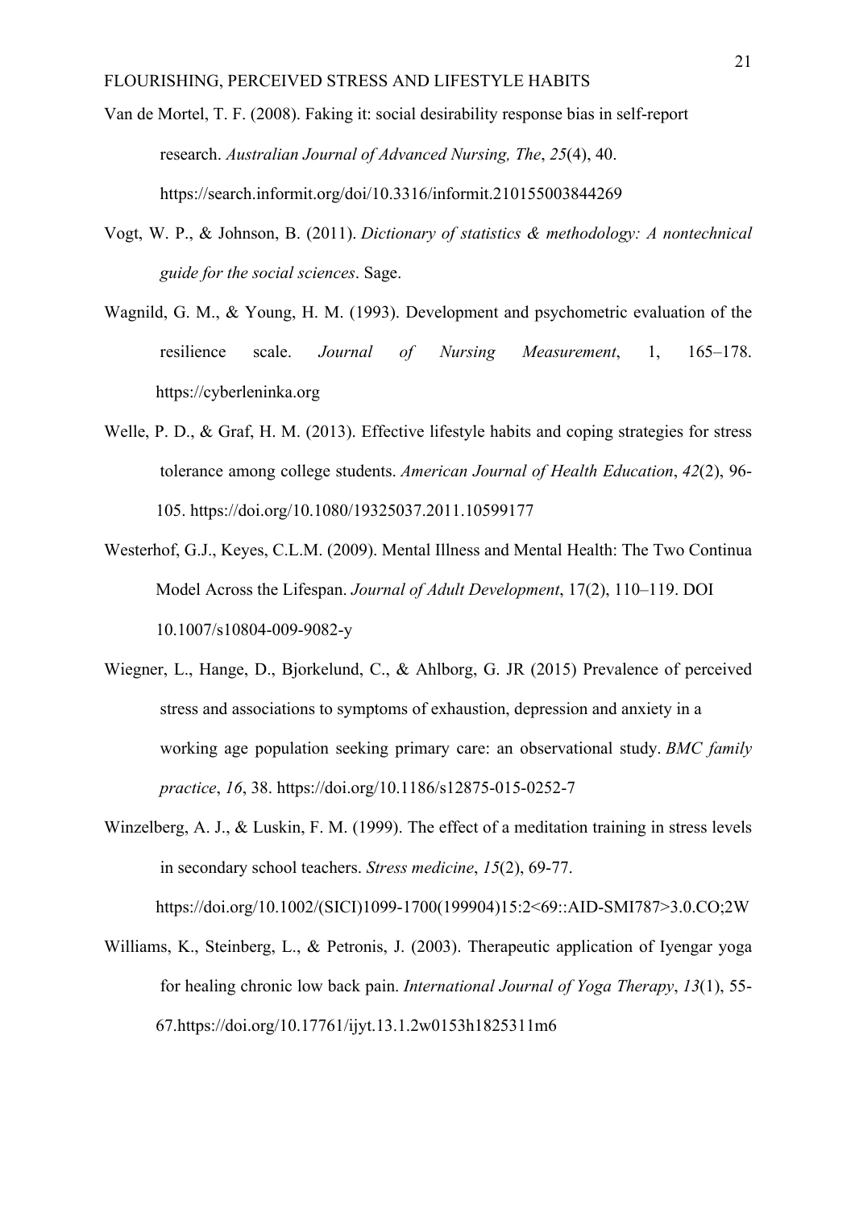Van de Mortel, T. F. (2008). Faking it: social desirability response bias in self-report research. *Australian Journal of Advanced Nursing, The*, *25*(4), 40. https://search.informit.org/doi/10.3316/informit.210155003844269

Vogt, W. P., & Johnson, B. (2011). *Dictionary of statistics & methodology: A nontechnical guide for the social sciences*. Sage.

Wagnild, G. M., & Young, H. M. (1993). Development and psychometric evaluation of the resilience scale. *Journal of Nursing Measurement*, 1, 165–178. https://cyberleninka.org

Welle, P. D., & Graf, H. M. (2013). Effective lifestyle habits and coping strategies for stress tolerance among college students. *American Journal of Health Education*, *42*(2), 96-105. https://doi.org/10.1080/19325037.2011.10599177

Westerhof, G.J., Keyes, C.L.M. (2009). Mental Illness and Mental Health: The Two Continua Model Across the Lifespan. *Journal of Adult Development*, 17(2), 110–119. DOI 10.1007/s10804-009-9082-y

Wiegner, L., Hange, D., Bjorkelund, C., & Ahlborg, G. JR (2015) Prevalence of perceived stress and associations to symptoms of exhaustion, depression and anxiety in a working age population seeking primary care: an observational study. *BMC family practice*, *16*, 38. https://doi.org/10.1186/s12875-015-0252-7

Winzelberg, A. J., & Luskin, F. M. (1999). The effect of a meditation training in stress levels in secondary school teachers. *Stress medicine*, *15*(2), 69-77. https://doi.org/10.1002/(SICI)1099-1700(199904)15:2<69::AID-SMI787>3.0.CO;2W

Williams, K., Steinberg, L., & Petronis, J. (2003). Therapeutic application of Iyengar yoga for healing chronic low back pain. *International Journal of Yoga Therapy*, *13*(1), 55-67.https://doi.org/10.17761/ijyt.13.1.2w0153h1825311m6